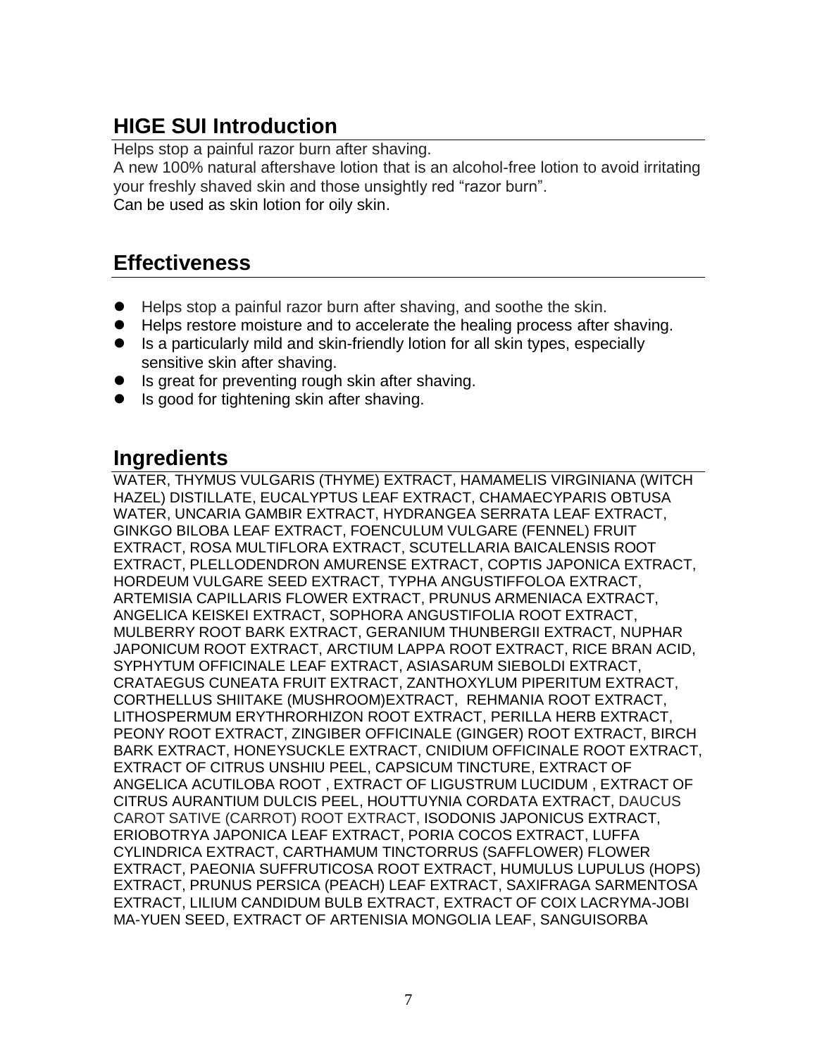## HIGE SUI Introduction

Helps stop a painful razor burn after shaving.
A new 100% natural aftershave lotion that is an alcohol-free lotion to avoid irritating your freshly shaved skin and those unsightly red “razor burn”.
Can be used as skin lotion for oily skin.

## Effectiveness

- Helps stop a painful razor burn after shaving, and soothe the skin.
- Helps restore moisture and to accelerate the healing process after shaving.
- Is a particularly mild and skin-friendly lotion for all skin types, especially sensitive skin after shaving.
- Is great for preventing rough skin after shaving.
- Is good for tightening skin after shaving.

## Ingredients

WATER, THYMUS VULGARIS (THYME) EXTRACT, HAMAMELIS VIRGINIANA (WITCH HAZEL) DISTILLATE, EUCALYPTUS LEAF EXTRACT, CHAMAECYPARIS OBTUSA WATER, UNCARIA GAMBIR EXTRACT, HYDRANGEA SERRATA LEAF EXTRACT, GINKGO BILOBA LEAF EXTRACT, FOENCULUM VULGARE (FENNEL) FRUIT EXTRACT, ROSA MULTIFLORA EXTRACT, SCUTELLARIA BAICALENSIS ROOT EXTRACT, PLELLODENDRON AMURENSE EXTRACT, COPTIS JAPONICA EXTRACT, HORDEUM VULGARE SEED EXTRACT, TYPHA ANGUSTIFFOLOA EXTRACT, ARTEMISIA CAPILLARIS FLOWER EXTRACT, PRUNUS ARMENIACA EXTRACT, ANGELICA KEISKEI EXTRACT, SOPHORA ANGUSTIFOLIA ROOT EXTRACT, MULBERRY ROOT BARK EXTRACT, GERANIUM THUNBERGII EXTRACT, NUPHAR JAPONICUM ROOT EXTRACT, ARCTIUM LAPPA ROOT EXTRACT, RICE BRAN ACID, SYPHYTUM OFFICINALE LEAF EXTRACT, ASIASARUM SIEBOLDI EXTRACT, CRATAEGUS CUNEATA FRUIT EXTRACT, ZANTHOXYLUM PIPERITUM EXTRACT, CORTHELLUS SHIITAKE (MUSHROOM)EXTRACT, REHMANIA ROOT EXTRACT, LITHOSPERMUM ERYTHRORHIZON ROOT EXTRACT, PERILLA HERB EXTRACT, PEONY ROOT EXTRACT, ZINGIBER OFFICINALE (GINGER) ROOT EXTRACT, BIRCH BARK EXTRACT, HONEYSUCKLE EXTRACT, CNIDIUM OFFICINALE ROOT EXTRACT, EXTRACT OF CITRUS UNSHIU PEEL, CAPSICUM TINCTURE, EXTRACT OF ANGELICA ACUTILOBA ROOT , EXTRACT OF LIGUSTRUM LUCIDUM , EXTRACT OF CITRUS AURANTIUM DULCIS PEEL, HOUTTUYNIA CORDATA EXTRACT, DAUCUS CAROT SATIVE (CARROT) ROOT EXTRACT, ISODONIS JAPONICUS EXTRACT, ERIOBOTRYA JAPONICA LEAF EXTRACT, PORIA COCOS EXTRACT, LUFFA CYLINDRICA EXTRACT, CARTHAMUM TINCTORRUS (SAFFLOWER) FLOWER EXTRACT, PAEONIA SUFFRUTICOSA ROOT EXTRACT, HUMULUS LUPULUS (HOPS) EXTRACT, PRUNUS PERSICA (PEACH) LEAF EXTRACT, SAXIFRAGA SARMENTOSA EXTRACT, LILIUM CANDIDUM BULB EXTRACT, EXTRACT OF COIX LACRYMA-JOBI MA-YUEN SEED, EXTRACT OF ARTENISIA MONGOLIA LEAF, SANGUISORBA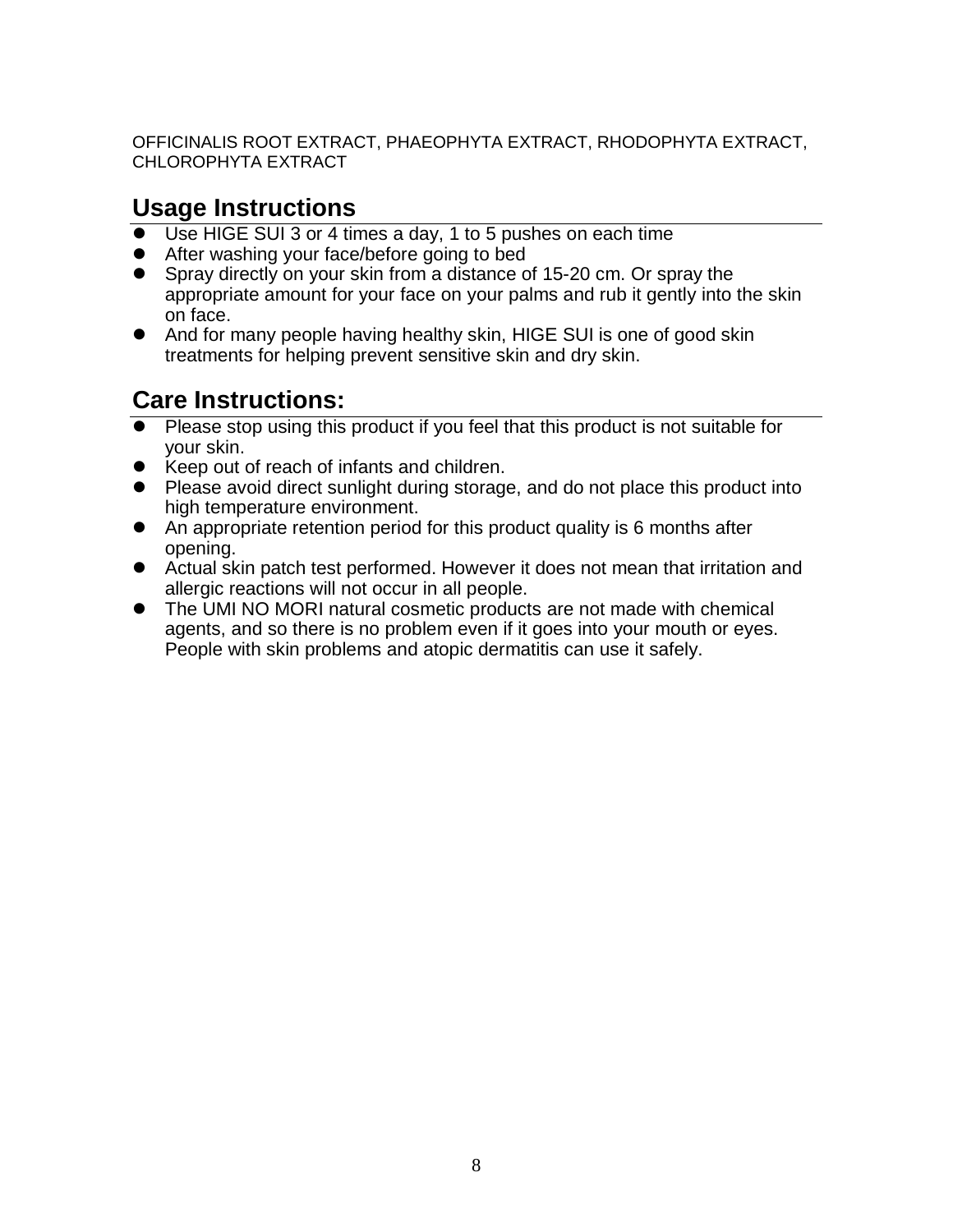OFFICINALIS ROOT EXTRACT, PHAEOPHYTA EXTRACT, RHODOPHYTA EXTRACT, CHLOROPHYTA EXTRACT

## Usage Instructions

- Use HIGE SUI 3 or 4 times a day, 1 to 5 pushes on each time
- After washing your face/before going to bed
- Spray directly on your skin from a distance of 15-20 cm. Or spray the appropriate amount for your face on your palms and rub it gently into the skin on face.
- And for many people having healthy skin, HIGE SUI is one of good skin treatments for helping prevent sensitive skin and dry skin.

## Care Instructions:

- Please stop using this product if you feel that this product is not suitable for your skin.
- Keep out of reach of infants and children.
- Please avoid direct sunlight during storage, and do not place this product into high temperature environment.
- An appropriate retention period for this product quality is 6 months after opening.
- Actual skin patch test performed. However it does not mean that irritation and allergic reactions will not occur in all people.
- The UMI NO MORI natural cosmetic products are not made with chemical agents, and so there is no problem even if it goes into your mouth or eyes. People with skin problems and atopic dermatitis can use it safely.